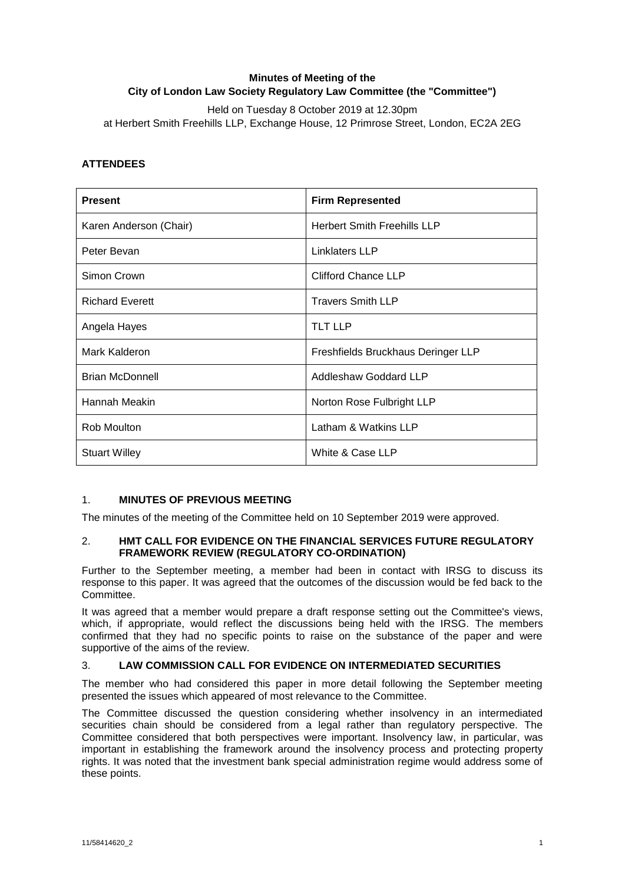**Minutes of Meeting of the**
**City of London Law Society Regulatory Law Committee (the "Committee")**

Held on Tuesday 8 October 2019 at 12.30pm
at Herbert Smith Freehills LLP, Exchange House, 12 Primrose Street, London, EC2A 2EG

## ATTENDEES

| Present | Firm Represented |
| --- | --- |
| Karen Anderson (Chair) | Herbert Smith Freehills LLP |
| Peter Bevan | Linklaters LLP |
| Simon Crown | Clifford Chance LLP |
| Richard Everett | Travers Smith LLP |
| Angela Hayes | TLT LLP |
| Mark Kalderon | Freshfields Bruckhaus Deringer LLP |
| Brian McDonnell | Addleshaw Goddard LLP |
| Hannah Meakin | Norton Rose Fulbright LLP |
| Rob Moulton | Latham & Watkins LLP |
| Stuart Willey | White & Case LLP |

## 1. MINUTES OF PREVIOUS MEETING

The minutes of the meeting of the Committee held on 10 September 2019 were approved.

## 2. HMT CALL FOR EVIDENCE ON THE FINANCIAL SERVICES FUTURE REGULATORY FRAMEWORK REVIEW (REGULATORY CO-ORDINATION)

Further to the September meeting, a member had been in contact with IRSG to discuss its response to this paper. It was agreed that the outcomes of the discussion would be fed back to the Committee.

It was agreed that a member would prepare a draft response setting out the Committee's views, which, if appropriate, would reflect the discussions being held with the IRSG. The members confirmed that they had no specific points to raise on the substance of the paper and were supportive of the aims of the review.

## 3. LAW COMMISSION CALL FOR EVIDENCE ON INTERMEDIATED SECURITIES

The member who had considered this paper in more detail following the September meeting presented the issues which appeared of most relevance to the Committee.

The Committee discussed the question considering whether insolvency in an intermediated securities chain should be considered from a legal rather than regulatory perspective. The Committee considered that both perspectives were important. Insolvency law, in particular, was important in establishing the framework around the insolvency process and protecting property rights. It was noted that the investment bank special administration regime would address some of these points.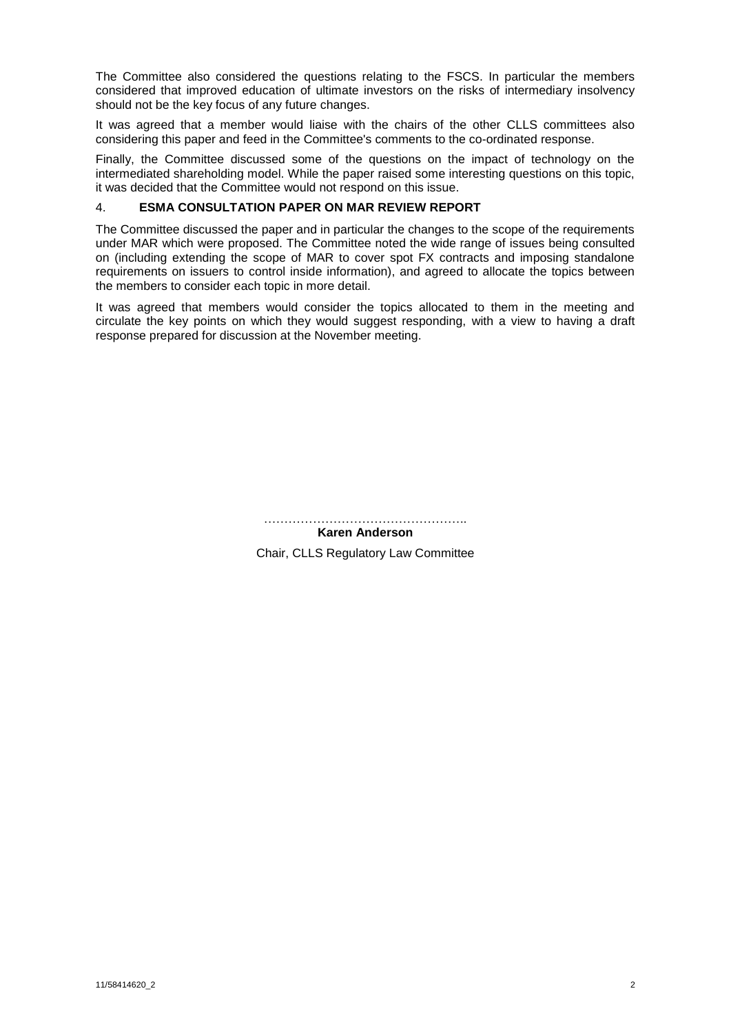The Committee also considered the questions relating to the FSCS. In particular the members considered that improved education of ultimate investors on the risks of intermediary insolvency should not be the key focus of any future changes.

It was agreed that a member would liaise with the chairs of the other CLLS committees also considering this paper and feed in the Committee's comments to the co-ordinated response.

Finally, the Committee discussed some of the questions on the impact of technology on the intermediated shareholding model. While the paper raised some interesting questions on this topic, it was decided that the Committee would not respond on this issue.

## 4. ESMA CONSULTATION PAPER ON MAR REVIEW REPORT

The Committee discussed the paper and in particular the changes to the scope of the requirements under MAR which were proposed. The Committee noted the wide range of issues being consulted on (including extending the scope of MAR to cover spot FX contracts and imposing standalone requirements on issuers to control inside information), and agreed to allocate the topics between the members to consider each topic in more detail.

It was agreed that members would consider the topics allocated to them in the meeting and circulate the key points on which they would suggest responding, with a view to having a draft response prepared for discussion at the November meeting.

…………………………………………..

**Karen Anderson**

Chair, CLLS Regulatory Law Committee

11/58414620_2